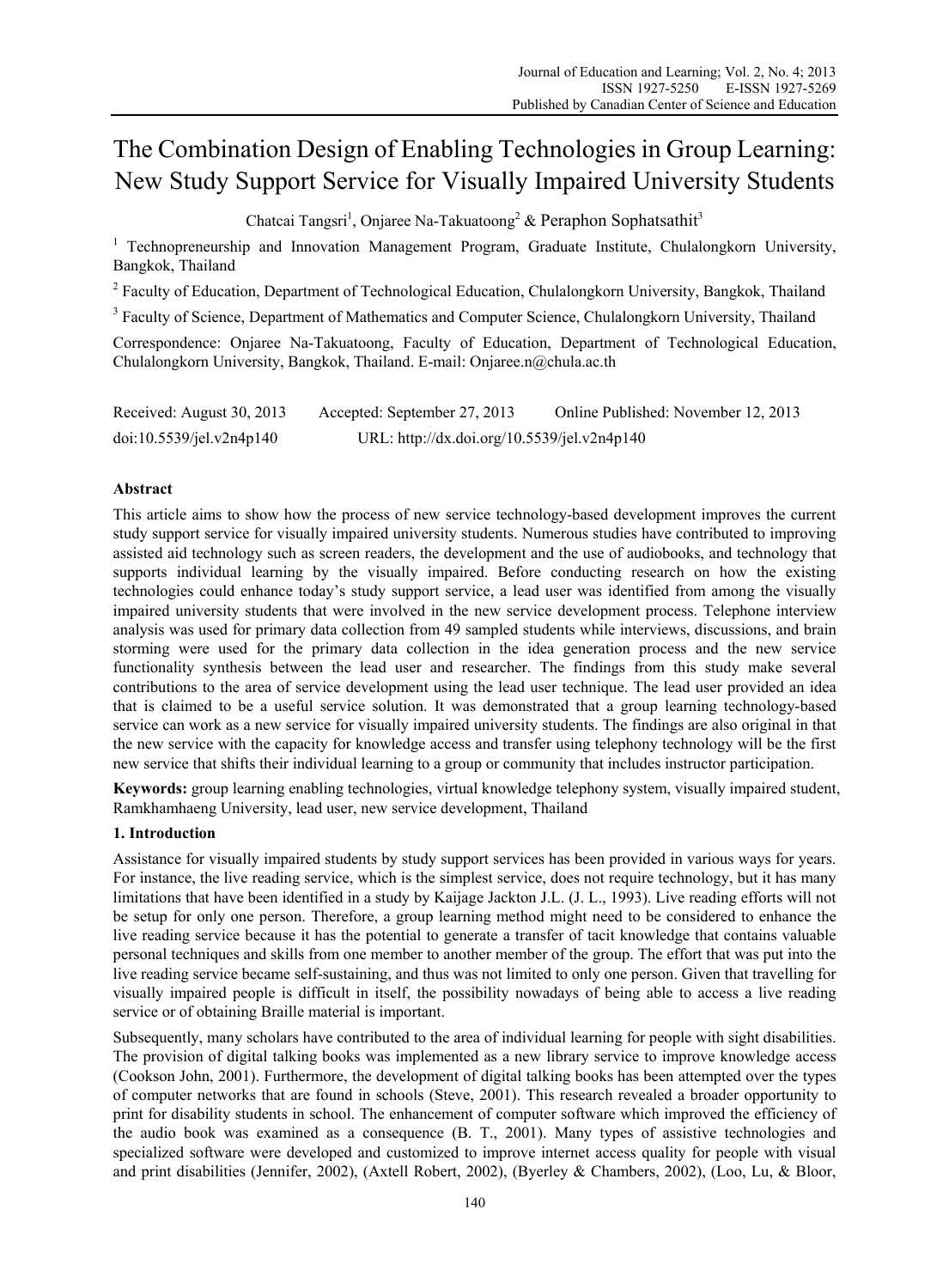# The Combination Design of Enabling Technologies in Group Learning: New Study Support Service for Visually Impaired University Students

Chatcai Tangsri[1], Onjaree Na-Takuatoong[2] & Peraphon Sophatsathit[3]

[1] Technopreneurship and Innovation Management Program, Graduate Institute, Chulalongkorn University, Bangkok, Thailand

[2] Faculty of Education, Department of Technological Education, Chulalongkorn University, Bangkok, Thailand

[3] Faculty of Science, Department of Mathematics and Computer Science, Chulalongkorn University, Thailand

Correspondence: Onjaree Na-Takuatoong, Faculty of Education, Department of Technological Education, Chulalongkorn University, Bangkok, Thailand. E-mail: Onjaree.n@chula.ac.th

Received: August 30, 2013 Accepted: September 27, 2013 Online Published: November 12, 2013

doi:10.5539/jel.v2n4p140 URL: http://dx.doi.org/10.5539/jel.v2n4p140

## Abstract

This article aims to show how the process of new service technology-based development improves the current study support service for visually impaired university students. Numerous studies have contributed to improving assisted aid technology such as screen readers, the development and the use of audiobooks, and technology that supports individual learning by the visually impaired. Before conducting research on how the existing technologies could enhance today's study support service, a lead user was identified from among the visually impaired university students that were involved in the new service development process. Telephone interview analysis was used for primary data collection from 49 sampled students while interviews, discussions, and brain storming were used for the primary data collection in the idea generation process and the new service functionality synthesis between the lead user and researcher. The findings from this study make several contributions to the area of service development using the lead user technique. The lead user provided an idea that is claimed to be a useful service solution. It was demonstrated that a group learning technology-based service can work as a new service for visually impaired university students. The findings are also original in that the new service with the capacity for knowledge access and transfer using telephony technology will be the first new service that shifts their individual learning to a group or community that includes instructor participation.

**Keywords:** group learning enabling technologies, virtual knowledge telephony system, visually impaired student, Ramkhamhaeng University, lead user, new service development, Thailand

## 1. Introduction

Assistance for visually impaired students by study support services has been provided in various ways for years. For instance, the live reading service, which is the simplest service, does not require technology, but it has many limitations that have been identified in a study by Kaijage Jackton J.L. (J. L., 1993). Live reading efforts will not be setup for only one person. Therefore, a group learning method might need to be considered to enhance the live reading service because it has the potential to generate a transfer of tacit knowledge that contains valuable personal techniques and skills from one member to another member of the group. The effort that was put into the live reading service became self-sustaining, and thus was not limited to only one person. Given that travelling for visually impaired people is difficult in itself, the possibility nowadays of being able to access a live reading service or of obtaining Braille material is important.

Subsequently, many scholars have contributed to the area of individual learning for people with sight disabilities. The provision of digital talking books was implemented as a new library service to improve knowledge access (Cookson John, 2001). Furthermore, the development of digital talking books has been attempted over the types of computer networks that are found in schools (Steve, 2001). This research revealed a broader opportunity to print for disability students in school. The enhancement of computer software which improved the efficiency of the audio book was examined as a consequence (B. T., 2001). Many types of assistive technologies and specialized software were developed and customized to improve internet access quality for people with visual and print disabilities (Jennifer, 2002), (Axtell Robert, 2002), (Byerley & Chambers, 2002), (Loo, Lu, & Bloor,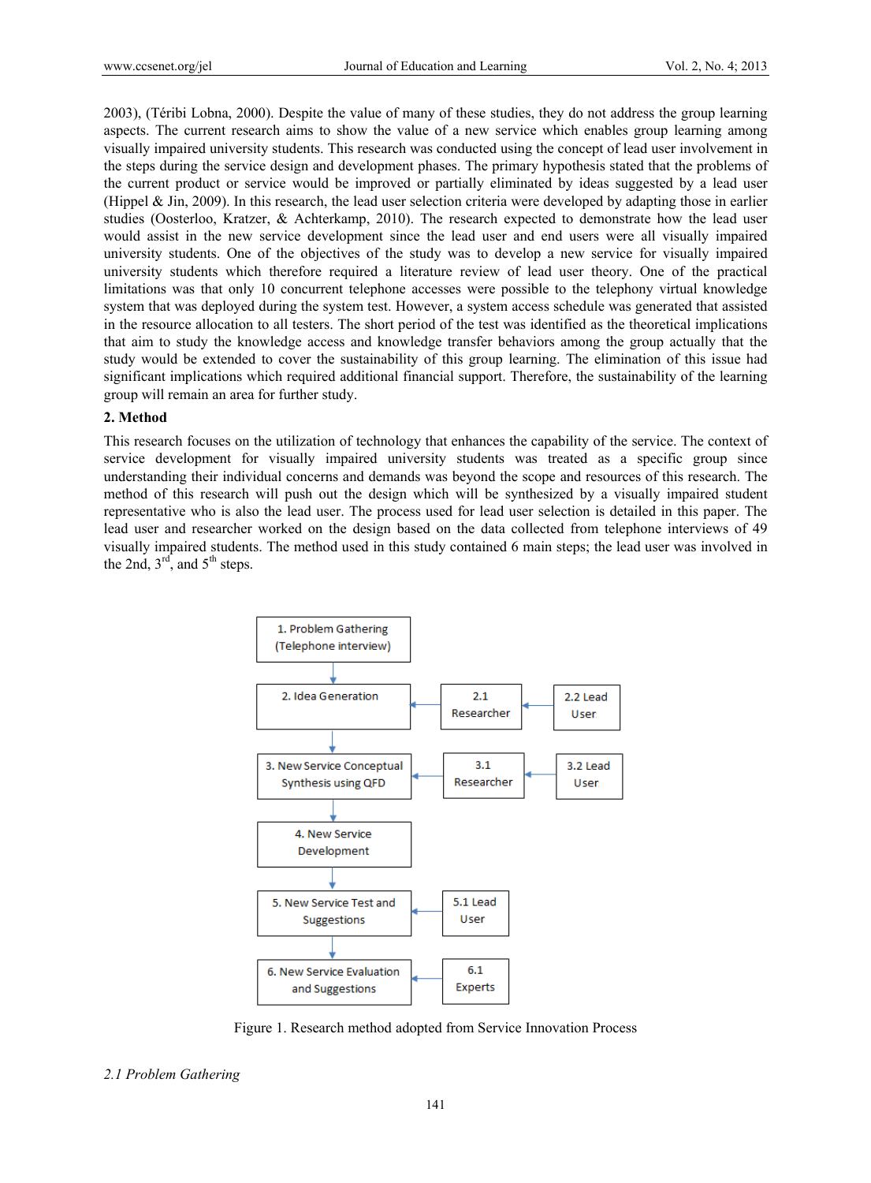2003), (Téribi Lobna, 2000). Despite the value of many of these studies, they do not address the group learning aspects. The current research aims to show the value of a new service which enables group learning among visually impaired university students. This research was conducted using the concept of lead user involvement in the steps during the service design and development phases. The primary hypothesis stated that the problems of the current product or service would be improved or partially eliminated by ideas suggested by a lead user (Hippel & Jin, 2009). In this research, the lead user selection criteria were developed by adapting those in earlier studies (Oosterloo, Kratzer, & Achterkamp, 2010). The research expected to demonstrate how the lead user would assist in the new service development since the lead user and end users were all visually impaired university students. One of the objectives of the study was to develop a new service for visually impaired university students which therefore required a literature review of lead user theory. One of the practical limitations was that only 10 concurrent telephone accesses were possible to the telephony virtual knowledge system that was deployed during the system test. However, a system access schedule was generated that assisted in the resource allocation to all testers. The short period of the test was identified as the theoretical implications that aim to study the knowledge access and knowledge transfer behaviors among the group actually that the study would be extended to cover the sustainability of this group learning. The elimination of this issue had significant implications which required additional financial support. Therefore, the sustainability of the learning group will remain an area for further study.

## 2. Method

This research focuses on the utilization of technology that enhances the capability of the service. The context of service development for visually impaired university students was treated as a specific group since understanding their individual concerns and demands was beyond the scope and resources of this research. The method of this research will push out the design which will be synthesized by a visually impaired student representative who is also the lead user. The process used for lead user selection is detailed in this paper. The lead user and researcher worked on the design based on the data collected from telephone interviews of 49 visually impaired students. The method used in this study contained 6 main steps; the lead user was involved in the 2nd, 3rd, and 5th steps.

Figure 1. Research method adopted from Service Innovation Process

### *2.1 Problem Gathering*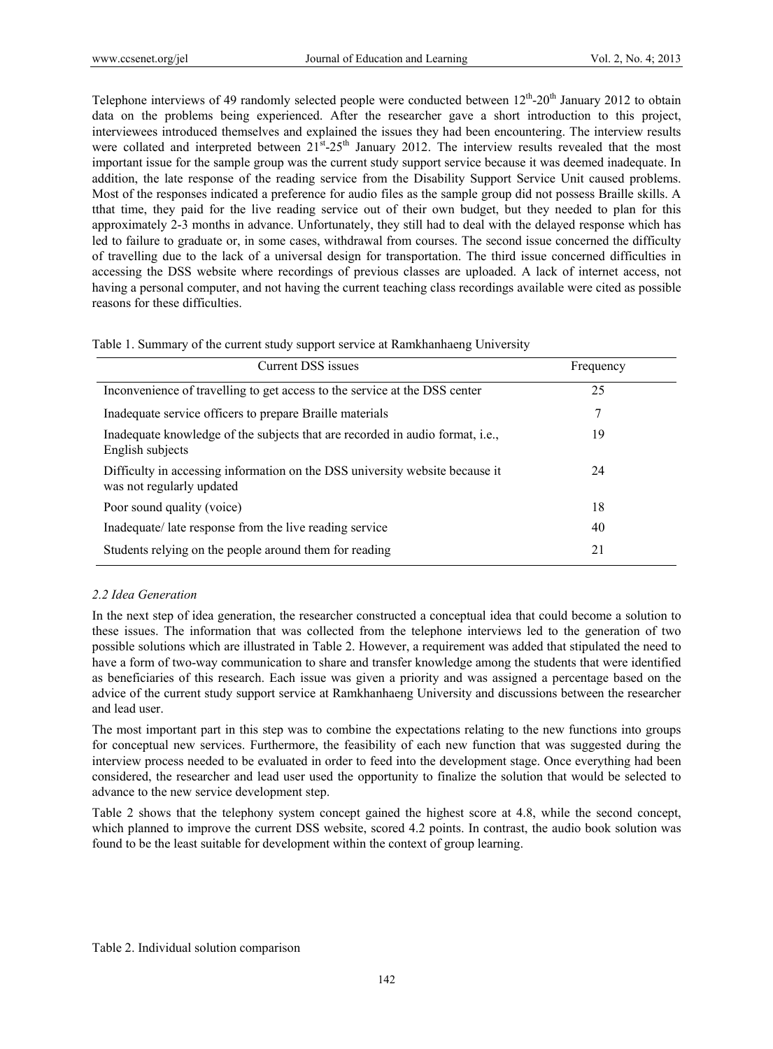Telephone interviews of 49 randomly selected people were conducted between 12th-20th January 2012 to obtain data on the problems being experienced. After the researcher gave a short introduction to this project, interviewees introduced themselves and explained the issues they had been encountering. The interview results were collated and interpreted between 21st-25th January 2012. The interview results revealed that the most important issue for the sample group was the current study support service because it was deemed inadequate. In addition, the late response of the reading service from the Disability Support Service Unit caused problems. Most of the responses indicated a preference for audio files as the sample group did not possess Braille skills. A tthat time, they paid for the live reading service out of their own budget, but they needed to plan for this approximately 2-3 months in advance. Unfortunately, they still had to deal with the delayed response which has led to failure to graduate or, in some cases, withdrawal from courses. The second issue concerned the difficulty of travelling due to the lack of a universal design for transportation. The third issue concerned difficulties in accessing the DSS website where recordings of previous classes are uploaded. A lack of internet access, not having a personal computer, and not having the current teaching class recordings available were cited as possible reasons for these difficulties.

Table 1. Summary of the current study support service at Ramkhanhaeng University

| Current DSS issues | Frequency |
| --- | --- |
| Inconvenience of travelling to get access to the service at the DSS center | 25 |
| Inadequate service officers to prepare Braille materials | 7 |
| Inadequate knowledge of the subjects that are recorded in audio format, i.e., English subjects | 19 |
| Difficulty in accessing information on the DSS university website because it was not regularly updated | 24 |
| Poor sound quality (voice) | 18 |
| Inadequate/ late response from the live reading service | 40 |
| Students relying on the people around them for reading | 21 |

### *2.2 Idea Generation*

In the next step of idea generation, the researcher constructed a conceptual idea that could become a solution to these issues. The information that was collected from the telephone interviews led to the generation of two possible solutions which are illustrated in Table 2. However, a requirement was added that stipulated the need to have a form of two-way communication to share and transfer knowledge among the students that were identified as beneficiaries of this research. Each issue was given a priority and was assigned a percentage based on the advice of the current study support service at Ramkhanhaeng University and discussions between the researcher and lead user.

The most important part in this step was to combine the expectations relating to the new functions into groups for conceptual new services. Furthermore, the feasibility of each new function that was suggested during the interview process needed to be evaluated in order to feed into the development stage. Once everything had been considered, the researcher and lead user used the opportunity to finalize the solution that would be selected to advance to the new service development step.

Table 2 shows that the telephony system concept gained the highest score at 4.8, while the second concept, which planned to improve the current DSS website, scored 4.2 points. In contrast, the audio book solution was found to be the least suitable for development within the context of group learning.

Table 2. Individual solution comparison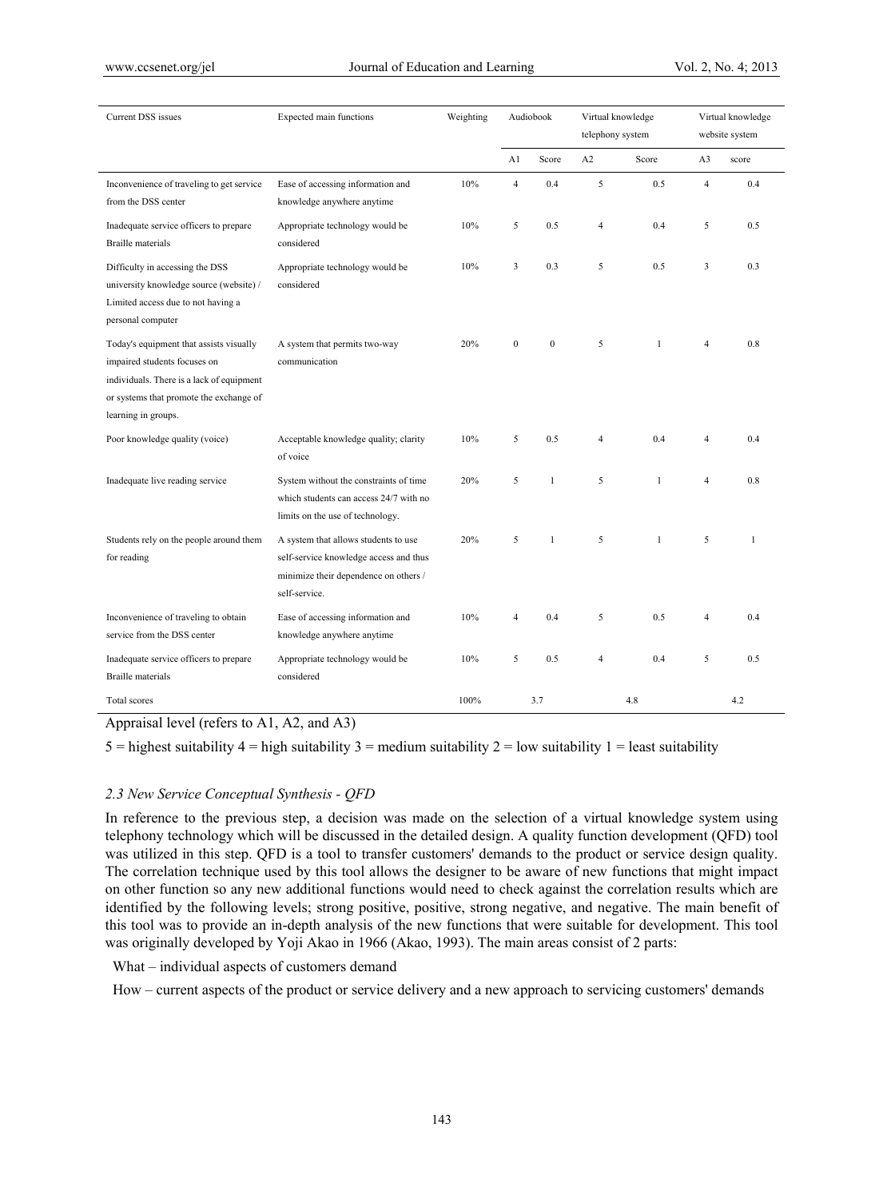| Current DSS issues | Expected main functions | Weighting | Audiobook | | Virtual knowledge telephony system | | Virtual knowledge website system | |
|---|---|---|---|---|---|---|---|---|
| | | | A1 | Score | A2 | Score | A3 | score |
| Inconvenience of traveling to get service from the DSS center | Ease of accessing information and knowledge anywhere anytime | 10% | 4 | 0.4 | 5 | 0.5 | 4 | 0.4 |
| Inadequate service officers to prepare Braille materials | Appropriate technology would be considered | 10% | 5 | 0.5 | 4 | 0.4 | 5 | 0.5 |
| Difficulty in accessing the DSS university knowledge source (website) / Limited access due to not having a personal computer | Appropriate technology would be considered | 10% | 3 | 0.3 | 5 | 0.5 | 3 | 0.3 |
| Today's equipment that assists visually impaired students focuses on individuals. There is a lack of equipment or systems that promote the exchange of learning in groups. | A system that permits two-way communication | 20% | 0 | 0 | 5 | 1 | 4 | 0.8 |
| Poor knowledge quality (voice) | Acceptable knowledge quality; clarity of voice | 10% | 5 | 0.5 | 4 | 0.4 | 4 | 0.4 |
| Inadequate live reading service | System without the constraints of time which students can access 24/7 with no limits on the use of technology. | 20% | 5 | 1 | 5 | 1 | 4 | 0.8 |
| Students rely on the people around them for reading | A system that allows students to use self-service knowledge access and thus minimize their dependence on others / self-service. | 20% | 5 | 1 | 5 | 1 | 5 | 1 |
| Inconvenience of traveling to obtain service from the DSS center | Ease of accessing information and knowledge anywhere anytime | 10% | 4 | 0.4 | 5 | 0.5 | 4 | 0.4 |
| Inadequate service officers to prepare Braille materials | Appropriate technology would be considered | 10% | 5 | 0.5 | 4 | 0.4 | 5 | 0.5 |
| Total scores | | 100% | 3.7 | | 4.8 | | 4.2 | |

Appraisal level (refers to A1, A2, and A3)

5 = highest suitability 4 = high suitability 3 = medium suitability 2 = low suitability 1 = least suitability

### *2.3 New Service Conceptual Synthesis - QFD*

In reference to the previous step, a decision was made on the selection of a virtual knowledge system using telephony technology which will be discussed in the detailed design. A quality function development (QFD) tool was utilized in this step. QFD is a tool to transfer customers' demands to the product or service design quality. The correlation technique used by this tool allows the designer to be aware of new functions that might impact on other function so any new additional functions would need to check against the correlation results which are identified by the following levels; strong positive, positive, strong negative, and negative. The main benefit of this tool was to provide an in-depth analysis of the new functions that were suitable for development. This tool was originally developed by Yoji Akao in 1966 (Akao, 1993). The main areas consist of 2 parts:

What – individual aspects of customers demand

How – current aspects of the product or service delivery and a new approach to servicing customers' demands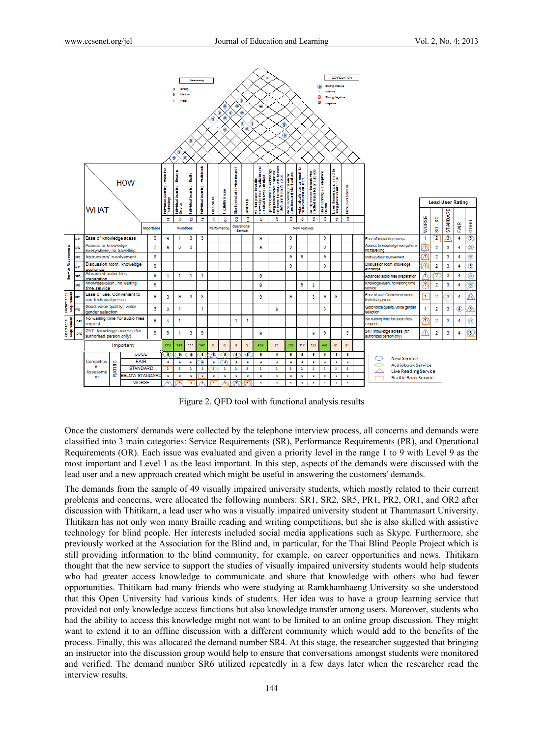Figure 2. QFD tool with functional analysis results

Once the customers' demands were collected by the telephone interview process, all concerns and demands were classified into 3 main categories: Service Requirements (SR), Performance Requirements (PR), and Operational Requirements (OR). Each issue was evaluated and given a priority level in the range 1 to 9 with Level 9 as the most important and Level 1 as the least important. In this step, aspects of the demands were discussed with the lead user and a new approach created which might be useful in answering the customers' demands.

The demands from the sample of 49 visually impaired university students, which mostly related to their current problems and concerns, were allocated the following numbers: SR1, SR2, SR5, PR1, PR2, OR1, and OR2 after discussion with Thitikarn, a lead user who was a visually impaired university student at Thammasart University. Thitikarn has not only won many Braille reading and writing competitions, but she is also skilled with assistive technology for blind people. Her interests included social media applications such as Skype. Furthermore, she previously worked at the Association for the Blind and, in particular, for the Thai Blind People Project which is still providing information to the blind community, for example, on career opportunities and news. Thitikarn thought that the new service to support the studies of visually impaired university students would help students who had greater access knowledge to communicate and share that knowledge with others who had fewer opportunities. Thitikarn had many friends who were studying at Ramkhamhaeng University so she understood that this Open University had various kinds of students. Her idea was to have a group learning service that provided not only knowledge access functions but also knowledge transfer among users. Moreover, students who had the ability to access this knowledge might not want to be limited to an online group discussion. They might want to extend it to an offline discussion with a different community which would add to the benefits of the process. Finally, this was allocated the demand number SR4. At this stage, the researcher suggested that bringing an instructor into the discussion group would help to ensure that conversations amongst students were monitored and verified. The demand number SR6 utilized repeatedly in a few days later when the researcher read the interview results.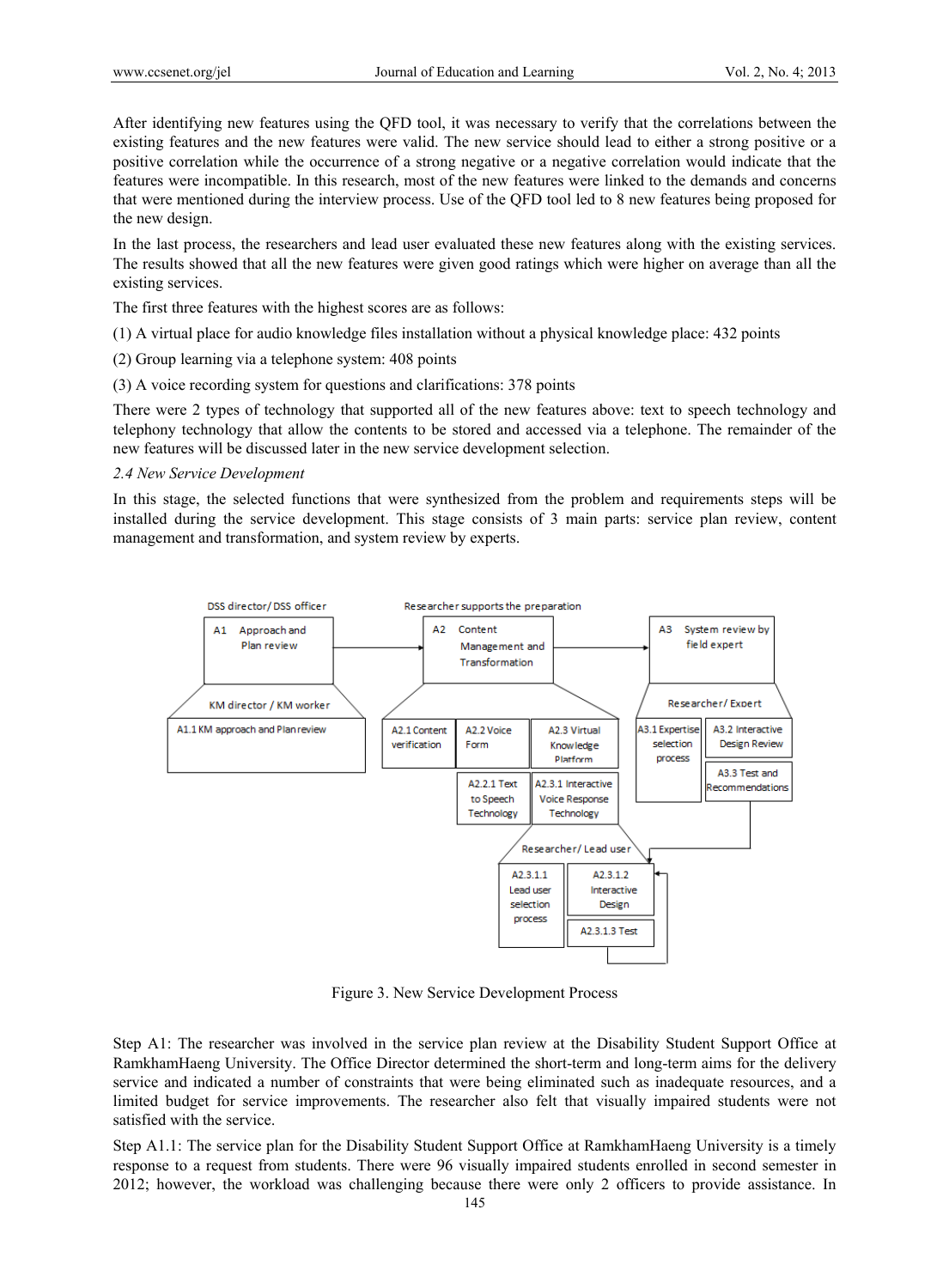After identifying new features using the QFD tool, it was necessary to verify that the correlations between the existing features and the new features were valid. The new service should lead to either a strong positive or a positive correlation while the occurrence of a strong negative or a negative correlation would indicate that the features were incompatible. In this research, most of the new features were linked to the demands and concerns that were mentioned during the interview process. Use of the QFD tool led to 8 new features being proposed for the new design.

In the last process, the researchers and lead user evaluated these new features along with the existing services. The results showed that all the new features were given good ratings which were higher on average than all the existing services.

The first three features with the highest scores are as follows:

(1) A virtual place for audio knowledge files installation without a physical knowledge place: 432 points

(2) Group learning via a telephone system: 408 points

(3) A voice recording system for questions and clarifications: 378 points

There were 2 types of technology that supported all of the new features above: text to speech technology and telephony technology that allow the contents to be stored and accessed via a telephone. The remainder of the new features will be discussed later in the new service development selection.

### *2.4 New Service Development*

In this stage, the selected functions that were synthesized from the problem and requirements steps will be installed during the service development. This stage consists of 3 main parts: service plan review, content management and transformation, and system review by experts.

DSS director/ DSS officer — A1 Approach and Plan review
KM director / KM worker — A1.1 KM approach and Plan review

Researcher supports the preparation — A2 Content Management and Transformation
A2.1 Content verification; A2.2 Voice Form; A2.3 Virtual Knowledge Platform
A2.2.1 Text to Speech Technology; A2.3.1 Interactive Voice Response Technology
Researcher/ Lead user — A2.3.1.1 Lead user selection process; A2.3.1.2 Interactive Design; A2.3.1.3 Test

A3 System review by field expert
Researcher/ Expert — A3.1 Expertise selection process; A3.2 Interactive Design Review; A3.3 Test and Recommendations

Figure 3. New Service Development Process

Step A1: The researcher was involved in the service plan review at the Disability Student Support Office at RamkhamHaeng University. The Office Director determined the short-term and long-term aims for the delivery service and indicated a number of constraints that were being eliminated such as inadequate resources, and a limited budget for service improvements. The researcher also felt that visually impaired students were not satisfied with the service.

Step A1.1: The service plan for the Disability Student Support Office at RamkhamHaeng University is a timely response to a request from students. There were 96 visually impaired students enrolled in second semester in 2012; however, the workload was challenging because there were only 2 officers to provide assistance. In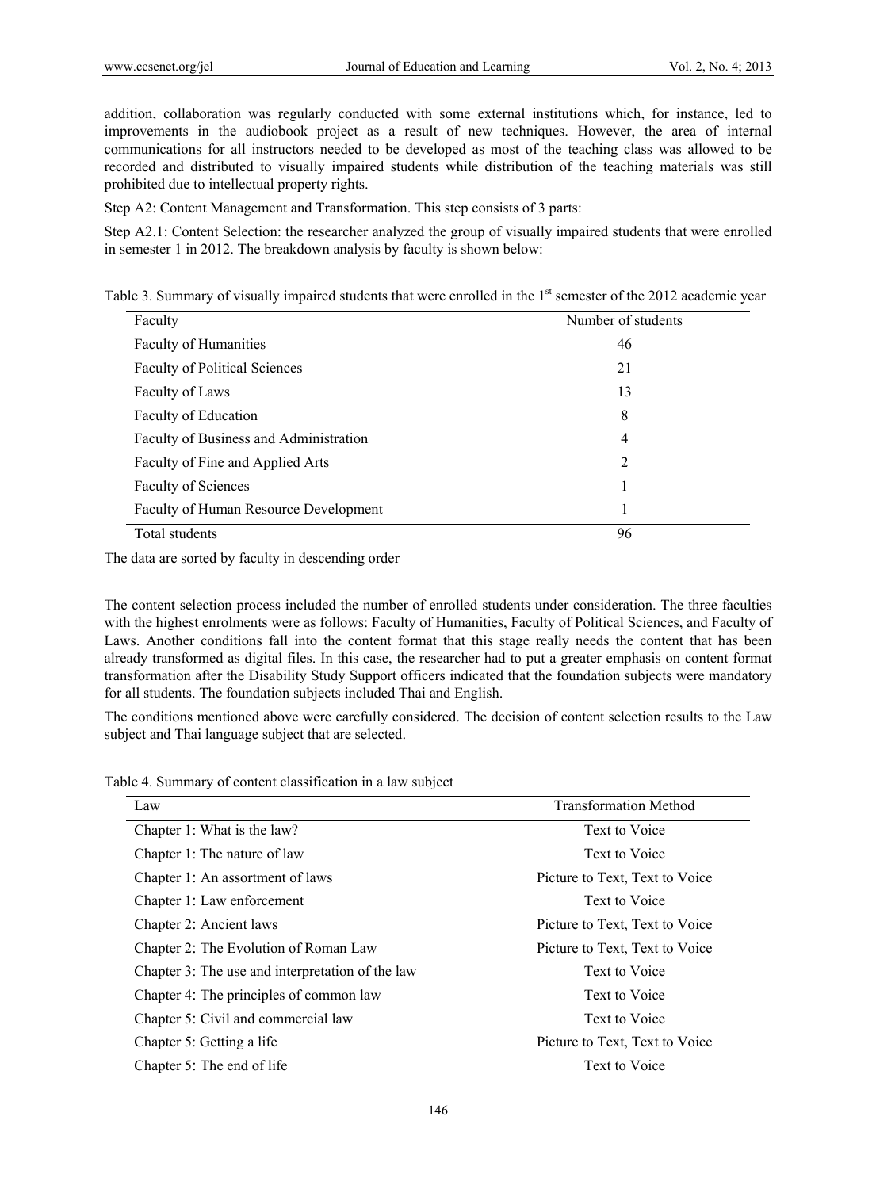addition, collaboration was regularly conducted with some external institutions which, for instance, led to improvements in the audiobook project as a result of new techniques. However, the area of internal communications for all instructors needed to be developed as most of the teaching class was allowed to be recorded and distributed to visually impaired students while distribution of the teaching materials was still prohibited due to intellectual property rights.

Step A2: Content Management and Transformation. This step consists of 3 parts:

Step A2.1: Content Selection: the researcher analyzed the group of visually impaired students that were enrolled in semester 1 in 2012. The breakdown analysis by faculty is shown below:

Table 3. Summary of visually impaired students that were enrolled in the 1st semester of the 2012 academic year

| Faculty | Number of students |
|---|---|
| Faculty of Humanities | 46 |
| Faculty of Political Sciences | 21 |
| Faculty of Laws | 13 |
| Faculty of Education | 8 |
| Faculty of Business and Administration | 4 |
| Faculty of Fine and Applied Arts | 2 |
| Faculty of Sciences | 1 |
| Faculty of Human Resource Development | 1 |
| Total students | 96 |

The data are sorted by faculty in descending order

The content selection process included the number of enrolled students under consideration. The three faculties with the highest enrolments were as follows: Faculty of Humanities, Faculty of Political Sciences, and Faculty of Laws. Another conditions fall into the content format that this stage really needs the content that has been already transformed as digital files. In this case, the researcher had to put a greater emphasis on content format transformation after the Disability Study Support officers indicated that the foundation subjects were mandatory for all students. The foundation subjects included Thai and English.

The conditions mentioned above were carefully considered. The decision of content selection results to the Law subject and Thai language subject that are selected.

Table 4. Summary of content classification in a law subject

| Law | Transformation Method |
|---|---|
| Chapter 1: What is the law? | Text to Voice |
| Chapter 1: The nature of law | Text to Voice |
| Chapter 1: An assortment of laws | Picture to Text, Text to Voice |
| Chapter 1: Law enforcement | Text to Voice |
| Chapter 2: Ancient laws | Picture to Text, Text to Voice |
| Chapter 2: The Evolution of Roman Law | Picture to Text, Text to Voice |
| Chapter 3: The use and interpretation of the law | Text to Voice |
| Chapter 4: The principles of common law | Text to Voice |
| Chapter 5: Civil and commercial law | Text to Voice |
| Chapter 5: Getting a life | Picture to Text, Text to Voice |
| Chapter 5: The end of life | Text to Voice |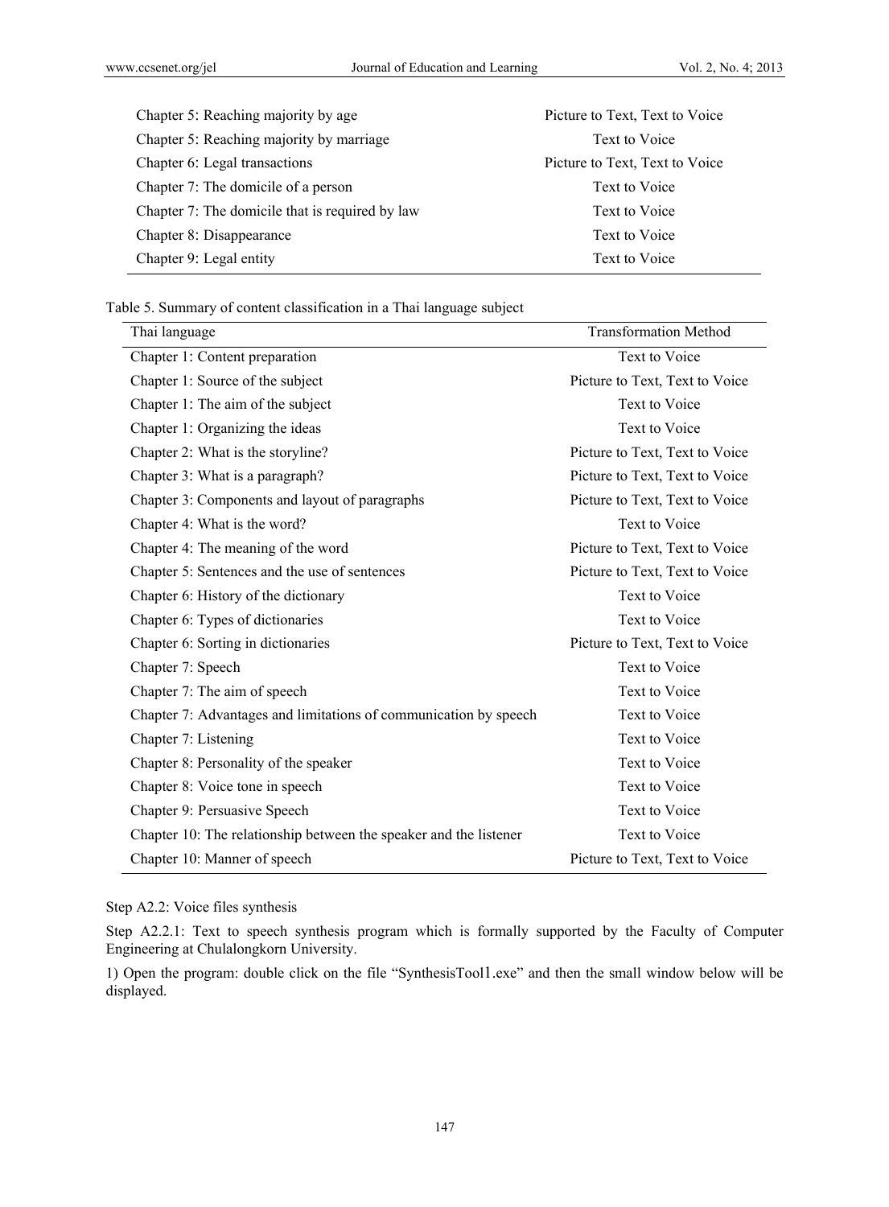| | |
|---|---|
| Chapter 5: Reaching majority by age | Picture to Text, Text to Voice |
| Chapter 5: Reaching majority by marriage | Text to Voice |
| Chapter 6: Legal transactions | Picture to Text, Text to Voice |
| Chapter 7: The domicile of a person | Text to Voice |
| Chapter 7: The domicile that is required by law | Text to Voice |
| Chapter 8: Disappearance | Text to Voice |
| Chapter 9: Legal entity | Text to Voice |

Table 5. Summary of content classification in a Thai language subject

| Thai language | Transformation Method |
|---|---|
| Chapter 1: Content preparation | Text to Voice |
| Chapter 1: Source of the subject | Picture to Text, Text to Voice |
| Chapter 1: The aim of the subject | Text to Voice |
| Chapter 1: Organizing the ideas | Text to Voice |
| Chapter 2: What is the storyline? | Picture to Text, Text to Voice |
| Chapter 3: What is a paragraph? | Picture to Text, Text to Voice |
| Chapter 3: Components and layout of paragraphs | Picture to Text, Text to Voice |
| Chapter 4: What is the word? | Text to Voice |
| Chapter 4: The meaning of the word | Picture to Text, Text to Voice |
| Chapter 5: Sentences and the use of sentences | Picture to Text, Text to Voice |
| Chapter 6: History of the dictionary | Text to Voice |
| Chapter 6: Types of dictionaries | Text to Voice |
| Chapter 6: Sorting in dictionaries | Picture to Text, Text to Voice |
| Chapter 7: Speech | Text to Voice |
| Chapter 7: The aim of speech | Text to Voice |
| Chapter 7: Advantages and limitations of communication by speech | Text to Voice |
| Chapter 7: Listening | Text to Voice |
| Chapter 8: Personality of the speaker | Text to Voice |
| Chapter 8: Voice tone in speech | Text to Voice |
| Chapter 9: Persuasive Speech | Text to Voice |
| Chapter 10: The relationship between the speaker and the listener | Text to Voice |
| Chapter 10: Manner of speech | Picture to Text, Text to Voice |

Step A2.2: Voice files synthesis

Step A2.2.1: Text to speech synthesis program which is formally supported by the Faculty of Computer Engineering at Chulalongkorn University.

1) Open the program: double click on the file "SynthesisTool1.exe" and then the small window below will be displayed.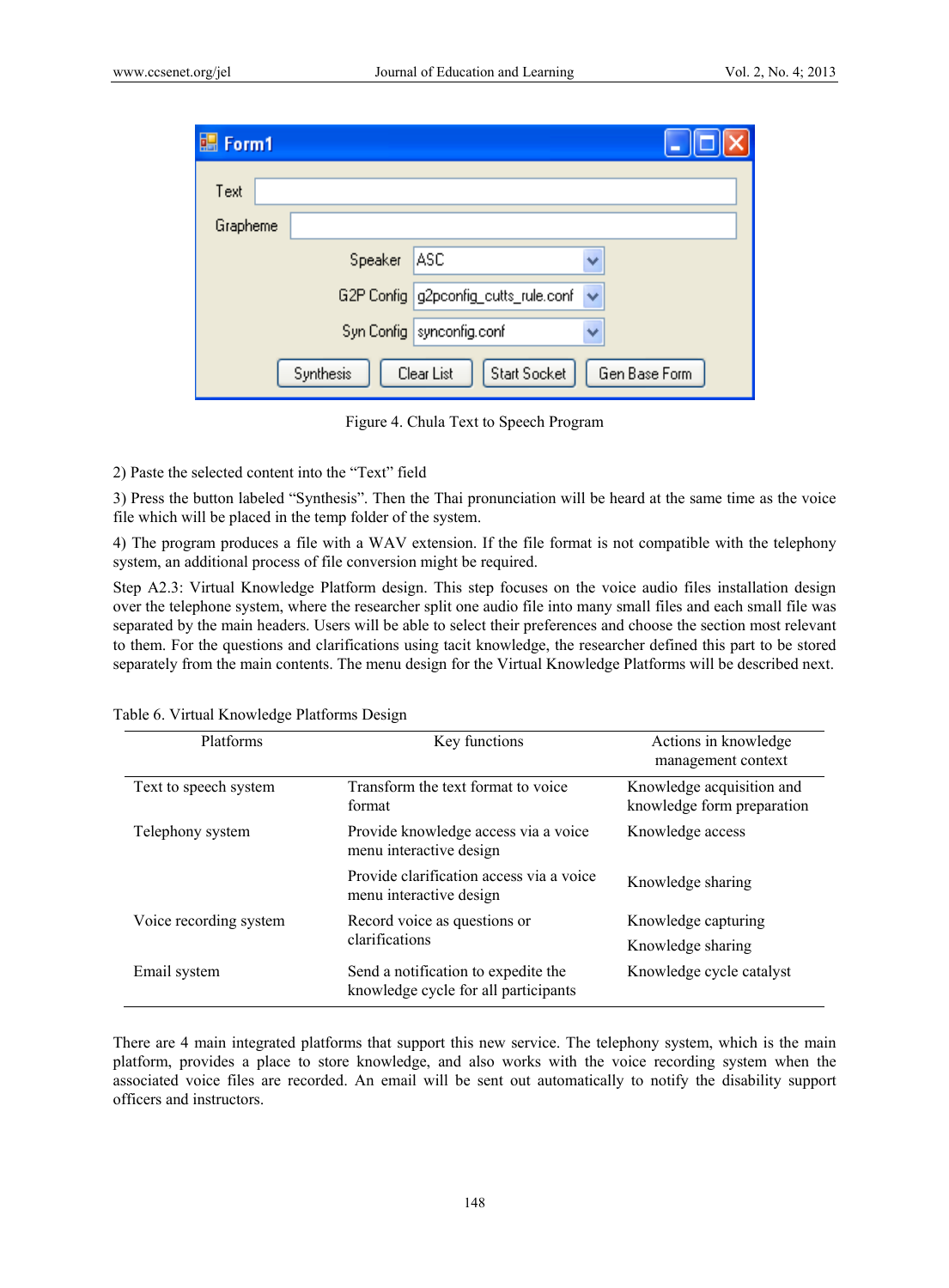Figure 4. Chula Text to Speech Program

2) Paste the selected content into the "Text" field

3) Press the button labeled "Synthesis". Then the Thai pronunciation will be heard at the same time as the voice file which will be placed in the temp folder of the system.

4) The program produces a file with a WAV extension. If the file format is not compatible with the telephony system, an additional process of file conversion might be required.

Step A2.3: Virtual Knowledge Platform design. This step focuses on the voice audio files installation design over the telephone system, where the researcher split one audio file into many small files and each small file was separated by the main headers. Users will be able to select their preferences and choose the section most relevant to them. For the questions and clarifications using tacit knowledge, the researcher defined this part to be stored separately from the main contents. The menu design for the Virtual Knowledge Platforms will be described next.

Table 6. Virtual Knowledge Platforms Design

| Platforms | Key functions | Actions in knowledge management context |
|---|---|---|
| Text to speech system | Transform the text format to voice format | Knowledge acquisition and knowledge form preparation |
| Telephony system | Provide knowledge access via a voice menu interactive design | Knowledge access |
| | Provide clarification access via a voice menu interactive design | Knowledge sharing |
| Voice recording system | Record voice as questions or clarifications | Knowledge capturing<br>Knowledge sharing |
| Email system | Send a notification to expedite the knowledge cycle for all participants | Knowledge cycle catalyst |

There are 4 main integrated platforms that support this new service. The telephony system, which is the main platform, provides a place to store knowledge, and also works with the voice recording system when the associated voice files are recorded. An email will be sent out automatically to notify the disability support officers and instructors.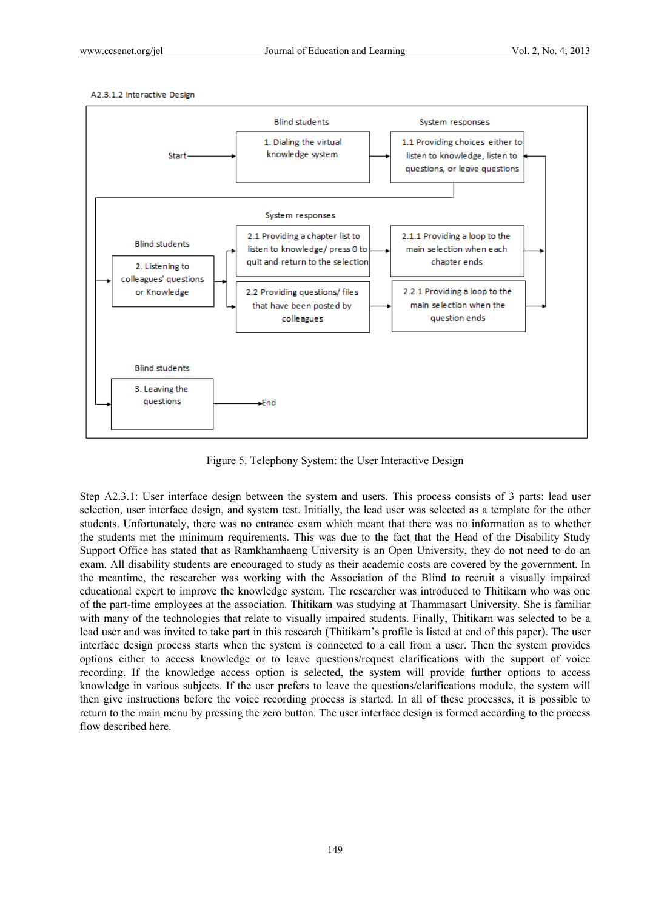A2.3.1.2 Interactive Design

Blind students | System responses

Start → 1. Dialing the virtual knowledge system → 1.1 Providing choices either to listen to knowledge, listen to questions, or leave questions

Blind students: 2. Listening to colleagues' questions or Knowledge

System responses: 2.1 Providing a chapter list to listen to knowledge/ press 0 to quit and return to the selection → 2.1.1 Providing a loop to the main selection when each chapter ends

2.2 Providing questions/ files that have been posted by colleagues → 2.2.1 Providing a loop to the main selection when the question ends

Blind students: 3. Leaving the questions → End

Figure 5. Telephony System: the User Interactive Design

Step A2.3.1: User interface design between the system and users. This process consists of 3 parts: lead user selection, user interface design, and system test. Initially, the lead user was selected as a template for the other students. Unfortunately, there was no entrance exam which meant that there was no information as to whether the students met the minimum requirements. This was due to the fact that the Head of the Disability Study Support Office has stated that as Ramkhamhaeng University is an Open University, they do not need to do an exam. All disability students are encouraged to study as their academic costs are covered by the government. In the meantime, the researcher was working with the Association of the Blind to recruit a visually impaired educational expert to improve the knowledge system. The researcher was introduced to Thitikarn who was one of the part-time employees at the association. Thitikarn was studying at Thammasart University. She is familiar with many of the technologies that relate to visually impaired students. Finally, Thitikarn was selected to be a lead user and was invited to take part in this research (Thitikarn's profile is listed at end of this paper). The user interface design process starts when the system is connected to a call from a user. Then the system provides options either to access knowledge or to leave questions/request clarifications with the support of voice recording. If the knowledge access option is selected, the system will provide further options to access knowledge in various subjects. If the user prefers to leave the questions/clarifications module, the system will then give instructions before the voice recording process is started. In all of these processes, it is possible to return to the main menu by pressing the zero button. The user interface design is formed according to the process flow described here.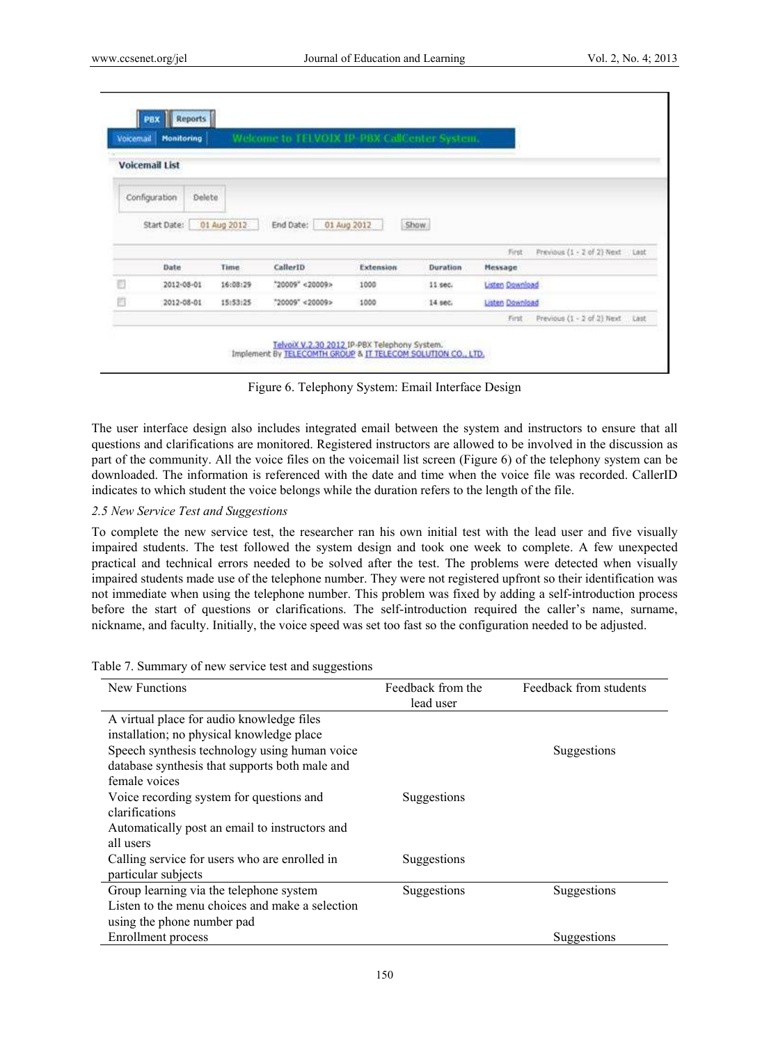Figure 6. Telephony System: Email Interface Design

The user interface design also includes integrated email between the system and instructors to ensure that all questions and clarifications are monitored. Registered instructors are allowed to be involved in the discussion as part of the community. All the voice files on the voicemail list screen (Figure 6) of the telephony system can be downloaded. The information is referenced with the date and time when the voice file was recorded. CallerID indicates to which student the voice belongs while the duration refers to the length of the file.

*2.5 New Service Test and Suggestions*

To complete the new service test, the researcher ran his own initial test with the lead user and five visually impaired students. The test followed the system design and took one week to complete. A few unexpected practical and technical errors needed to be solved after the test. The problems were detected when visually impaired students made use of the telephone number. They were not registered upfront so their identification was not immediate when using the telephone number. This problem was fixed by adding a self-introduction process before the start of questions or clarifications. The self-introduction required the caller's name, surname, nickname, and faculty. Initially, the voice speed was set too fast so the configuration needed to be adjusted.

Table 7. Summary of new service test and suggestions

| New Functions | Feedback from the lead user | Feedback from students |
|---|---|---|
| A virtual place for audio knowledge files installation; no physical knowledge place | | |
| Speech synthesis technology using human voice database synthesis that supports both male and female voices | | Suggestions |
| Voice recording system for questions and clarifications | Suggestions | |
| Automatically post an email to instructors and all users | | |
| Calling service for users who are enrolled in particular subjects | Suggestions | |
| Group learning via the telephone system | Suggestions | Suggestions |
| Listen to the menu choices and make a selection using the phone number pad | | |
| Enrollment process | | Suggestions |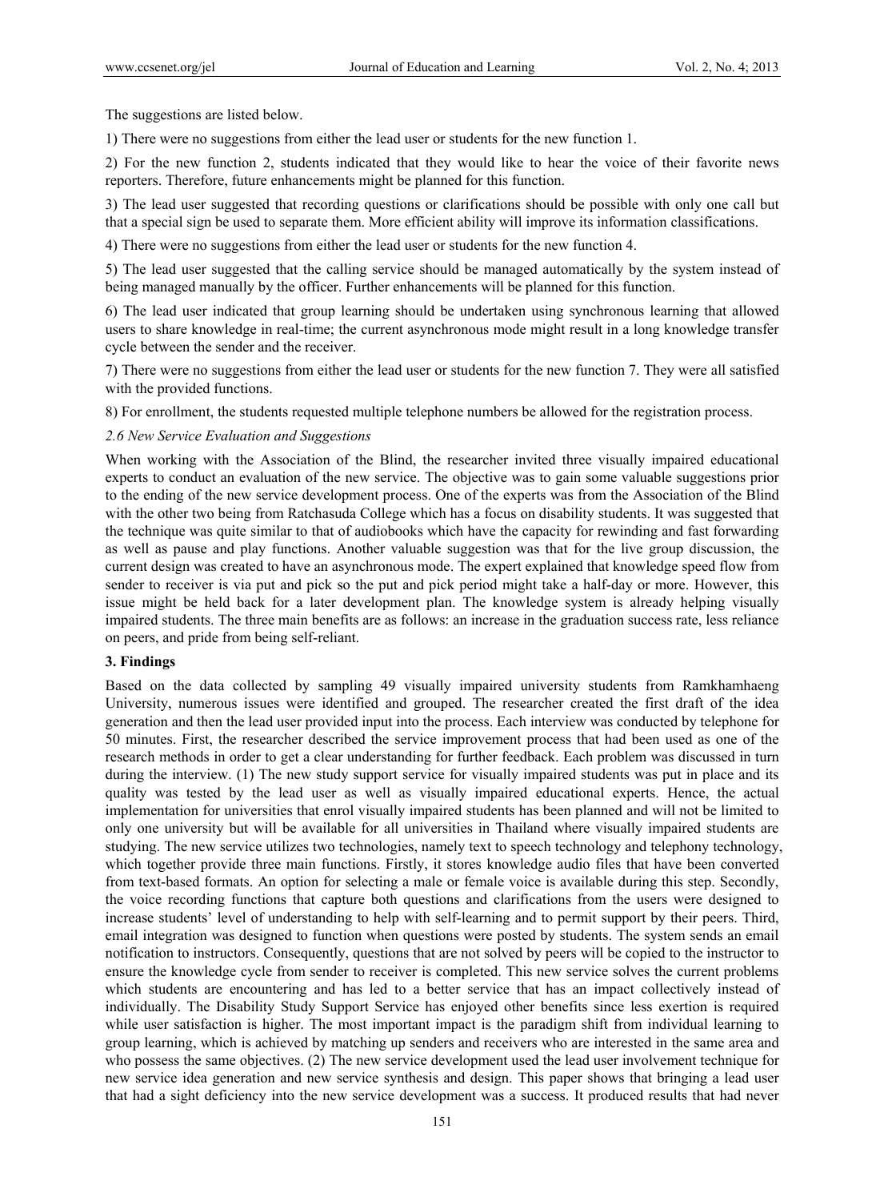The suggestions are listed below.

1) There were no suggestions from either the lead user or students for the new function 1.

2) For the new function 2, students indicated that they would like to hear the voice of their favorite news reporters. Therefore, future enhancements might be planned for this function.

3) The lead user suggested that recording questions or clarifications should be possible with only one call but that a special sign be used to separate them. More efficient ability will improve its information classifications.

4) There were no suggestions from either the lead user or students for the new function 4.

5) The lead user suggested that the calling service should be managed automatically by the system instead of being managed manually by the officer. Further enhancements will be planned for this function.

6) The lead user indicated that group learning should be undertaken using synchronous learning that allowed users to share knowledge in real-time; the current asynchronous mode might result in a long knowledge transfer cycle between the sender and the receiver.

7) There were no suggestions from either the lead user or students for the new function 7. They were all satisfied with the provided functions.

8) For enrollment, the students requested multiple telephone numbers be allowed for the registration process.

### *2.6 New Service Evaluation and Suggestions*

When working with the Association of the Blind, the researcher invited three visually impaired educational experts to conduct an evaluation of the new service. The objective was to gain some valuable suggestions prior to the ending of the new service development process. One of the experts was from the Association of the Blind with the other two being from Ratchasuda College which has a focus on disability students. It was suggested that the technique was quite similar to that of audiobooks which have the capacity for rewinding and fast forwarding as well as pause and play functions. Another valuable suggestion was that for the live group discussion, the current design was created to have an asynchronous mode. The expert explained that knowledge speed flow from sender to receiver is via put and pick so the put and pick period might take a half-day or more. However, this issue might be held back for a later development plan. The knowledge system is already helping visually impaired students. The three main benefits are as follows: an increase in the graduation success rate, less reliance on peers, and pride from being self-reliant.

## **3. Findings**

Based on the data collected by sampling 49 visually impaired university students from Ramkhamhaeng University, numerous issues were identified and grouped. The researcher created the first draft of the idea generation and then the lead user provided input into the process. Each interview was conducted by telephone for 50 minutes. First, the researcher described the service improvement process that had been used as one of the research methods in order to get a clear understanding for further feedback. Each problem was discussed in turn during the interview. (1) The new study support service for visually impaired students was put in place and its quality was tested by the lead user as well as visually impaired educational experts. Hence, the actual implementation for universities that enrol visually impaired students has been planned and will not be limited to only one university but will be available for all universities in Thailand where visually impaired students are studying. The new service utilizes two technologies, namely text to speech technology and telephony technology, which together provide three main functions. Firstly, it stores knowledge audio files that have been converted from text-based formats. An option for selecting a male or female voice is available during this step. Secondly, the voice recording functions that capture both questions and clarifications from the users were designed to increase students' level of understanding to help with self-learning and to permit support by their peers. Third, email integration was designed to function when questions were posted by students. The system sends an email notification to instructors. Consequently, questions that are not solved by peers will be copied to the instructor to ensure the knowledge cycle from sender to receiver is completed. This new service solves the current problems which students are encountering and has led to a better service that has an impact collectively instead of individually. The Disability Study Support Service has enjoyed other benefits since less exertion is required while user satisfaction is higher. The most important impact is the paradigm shift from individual learning to group learning, which is achieved by matching up senders and receivers who are interested in the same area and who possess the same objectives. (2) The new service development used the lead user involvement technique for new service idea generation and new service synthesis and design. This paper shows that bringing a lead user that had a sight deficiency into the new service development was a success. It produced results that had never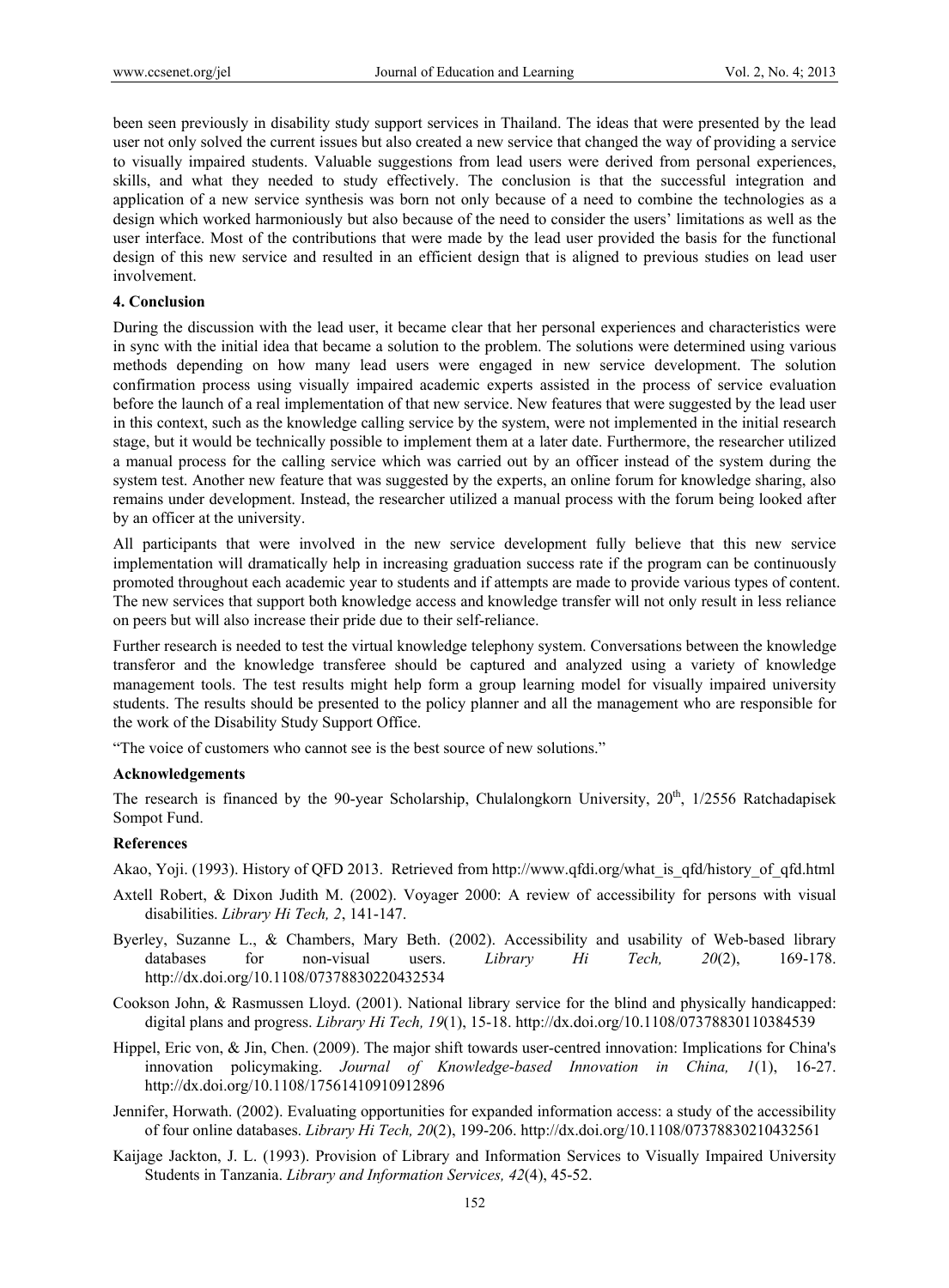been seen previously in disability study support services in Thailand. The ideas that were presented by the lead user not only solved the current issues but also created a new service that changed the way of providing a service to visually impaired students. Valuable suggestions from lead users were derived from personal experiences, skills, and what they needed to study effectively. The conclusion is that the successful integration and application of a new service synthesis was born not only because of a need to combine the technologies as a design which worked harmoniously but also because of the need to consider the users' limitations as well as the user interface. Most of the contributions that were made by the lead user provided the basis for the functional design of this new service and resulted in an efficient design that is aligned to previous studies on lead user involvement.

## 4. Conclusion

During the discussion with the lead user, it became clear that her personal experiences and characteristics were in sync with the initial idea that became a solution to the problem. The solutions were determined using various methods depending on how many lead users were engaged in new service development. The solution confirmation process using visually impaired academic experts assisted in the process of service evaluation before the launch of a real implementation of that new service. New features that were suggested by the lead user in this context, such as the knowledge calling service by the system, were not implemented in the initial research stage, but it would be technically possible to implement them at a later date. Furthermore, the researcher utilized a manual process for the calling service which was carried out by an officer instead of the system during the system test. Another new feature that was suggested by the experts, an online forum for knowledge sharing, also remains under development. Instead, the researcher utilized a manual process with the forum being looked after by an officer at the university.

All participants that were involved in the new service development fully believe that this new service implementation will dramatically help in increasing graduation success rate if the program can be continuously promoted throughout each academic year to students and if attempts are made to provide various types of content. The new services that support both knowledge access and knowledge transfer will not only result in less reliance on peers but will also increase their pride due to their self-reliance.

Further research is needed to test the virtual knowledge telephony system. Conversations between the knowledge transferor and the knowledge transferee should be captured and analyzed using a variety of knowledge management tools. The test results might help form a group learning model for visually impaired university students. The results should be presented to the policy planner and all the management who are responsible for the work of the Disability Study Support Office.

"The voice of customers who cannot see is the best source of new solutions."

## Acknowledgements

The research is financed by the 90-year Scholarship, Chulalongkorn University, 20th, 1/2556 Ratchadapisek Sompot Fund.

## References

Akao, Yoji. (1993). History of QFD 2013. Retrieved from http://www.qfdi.org/what_is_qfd/history_of_qfd.html

Axtell Robert, & Dixon Judith M. (2002). Voyager 2000: A review of accessibility for persons with visual disabilities. *Library Hi Tech, 2*, 141-147.

Byerley, Suzanne L., & Chambers, Mary Beth. (2002). Accessibility and usability of Web-based library databases for non-visual users. *Library Hi Tech, 20*(2), 169-178. http://dx.doi.org/10.1108/07378830220432534

Cookson John, & Rasmussen Lloyd. (2001). National library service for the blind and physically handicapped: digital plans and progress. *Library Hi Tech, 19*(1), 15-18. http://dx.doi.org/10.1108/07378830110384539

Hippel, Eric von, & Jin, Chen. (2009). The major shift towards user-centred innovation: Implications for China's innovation policymaking. *Journal of Knowledge-based Innovation in China, 1*(1), 16-27. http://dx.doi.org/10.1108/17561410910912896

Jennifer, Horwath. (2002). Evaluating opportunities for expanded information access: a study of the accessibility of four online databases. *Library Hi Tech, 20*(2), 199-206. http://dx.doi.org/10.1108/07378830210432561

Kaijage Jackton, J. L. (1993). Provision of Library and Information Services to Visually Impaired University Students in Tanzania. *Library and Information Services, 42*(4), 45-52.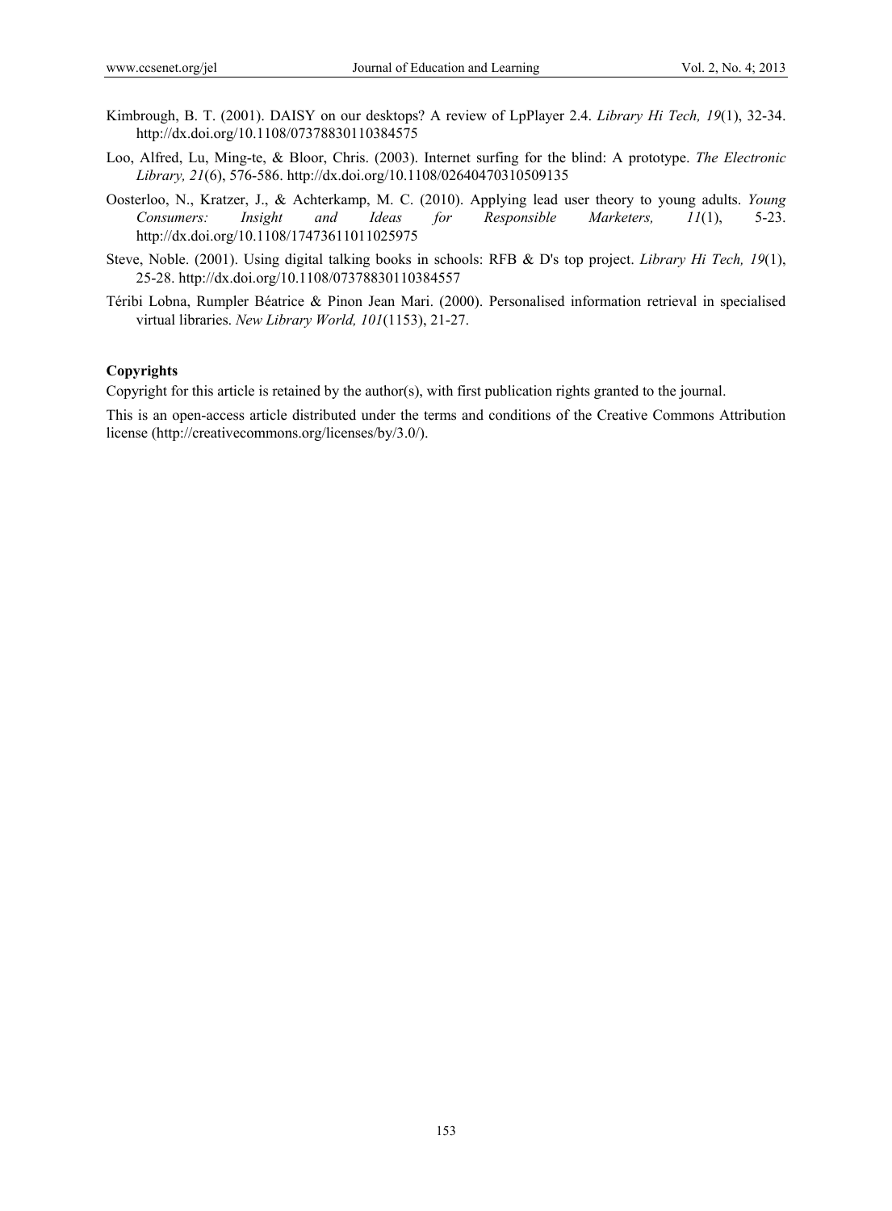Kimbrough, B. T. (2001). DAISY on our desktops? A review of LpPlayer 2.4. *Library Hi Tech, 19*(1), 32-34. http://dx.doi.org/10.1108/07378830110384575

Loo, Alfred, Lu, Ming-te, & Bloor, Chris. (2003). Internet surfing for the blind: A prototype. *The Electronic Library, 21*(6), 576-586. http://dx.doi.org/10.1108/02640470310509135

Oosterloo, N., Kratzer, J., & Achterkamp, M. C. (2010). Applying lead user theory to young adults. *Young Consumers: Insight and Ideas for Responsible Marketers, 11*(1), 5-23. http://dx.doi.org/10.1108/17473611011025975

Steve, Noble. (2001). Using digital talking books in schools: RFB & D's top project. *Library Hi Tech, 19*(1), 25-28. http://dx.doi.org/10.1108/07378830110384557

Téribi Lobna, Rumpler Béatrice & Pinon Jean Mari. (2000). Personalised information retrieval in specialised virtual libraries. *New Library World, 101*(1153), 21-27.

**Copyrights**

Copyright for this article is retained by the author(s), with first publication rights granted to the journal.

This is an open-access article distributed under the terms and conditions of the Creative Commons Attribution license (http://creativecommons.org/licenses/by/3.0/).